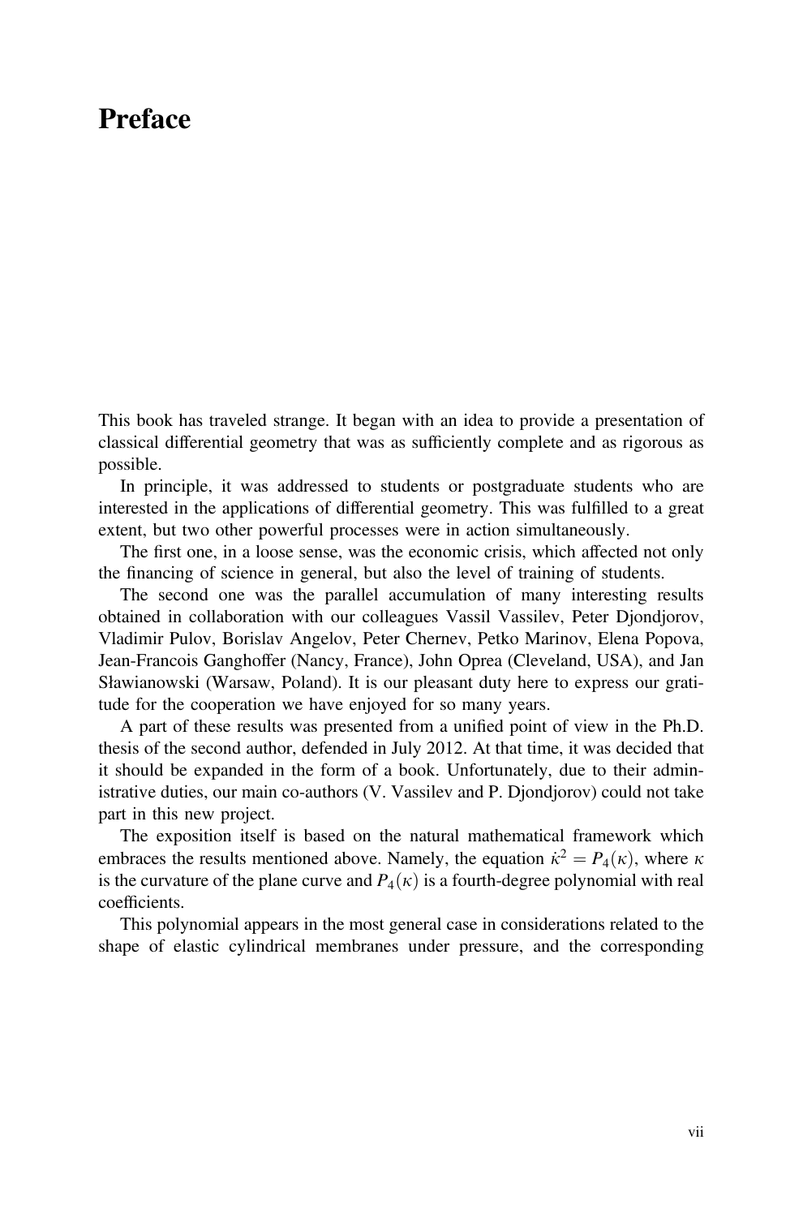# Preface

This book has traveled strange. It began with an idea to provide a presentation of classical differential geometry that was as sufficiently complete and as rigorous as possible.

In principle, it was addressed to students or postgraduate students who are interested in the applications of differential geometry. This was fulfilled to a great extent, but two other powerful processes were in action simultaneously.

The first one, in a loose sense, was the economic crisis, which affected not only the financing of science in general, but also the level of training of students.

The second one was the parallel accumulation of many interesting results obtained in collaboration with our colleagues Vassil Vassilev, Peter Djondjorov, Vladimir Pulov, Borislav Angelov, Peter Chernev, Petko Marinov, Elena Popova, Jean-Francois Ganghoffer (Nancy, France), John Oprea (Cleveland, USA), and Jan Sławianowski (Warsaw, Poland). It is our pleasant duty here to express our gratitude for the cooperation we have enjoyed for so many years.

A part of these results was presented from a unified point of view in the Ph.D. thesis of the second author, defended in July 2012. At that time, it was decided that it should be expanded in the form of a book. Unfortunately, due to their administrative duties, our main co-authors (V. Vassilev and P. Djondjorov) could not take part in this new project.

The exposition itself is based on the natural mathematical framework which embraces the results mentioned above. Namely, the equation $\dot{\kappa}^2 = P_4(\kappa)$, where $\kappa$ is the curvature of the plane curve and $P_4(\kappa)$ is a fourth-degree polynomial with real coefficients.

This polynomial appears in the most general case in considerations related to the shape of elastic cylindrical membranes under pressure, and the corresponding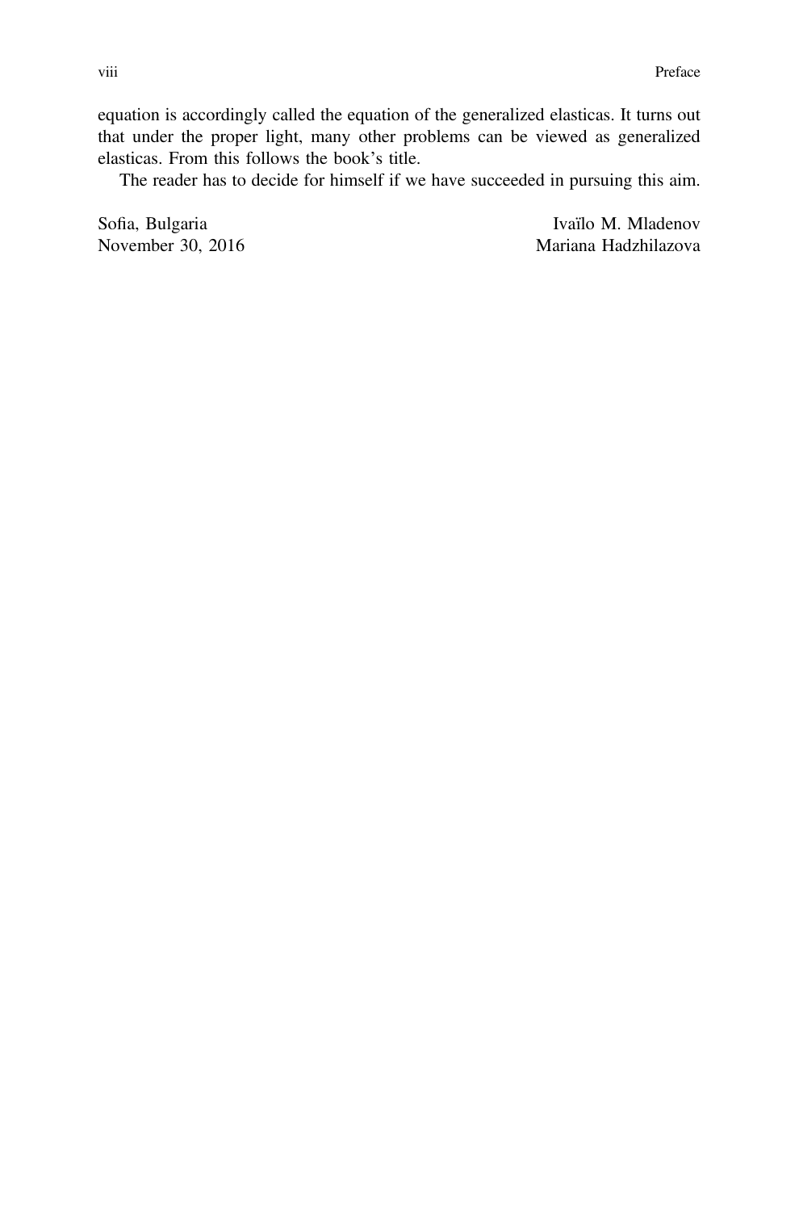equation is accordingly called the equation of the generalized elasticas. It turns out that under the proper light, many other problems can be viewed as generalized elasticas. From this follows the book's title.

The reader has to decide for himself if we have succeeded in pursuing this aim.

Sofia, Bulgaria
November 30, 2016

Ivaïlo M. Mladenov
Mariana Hadzhilazova